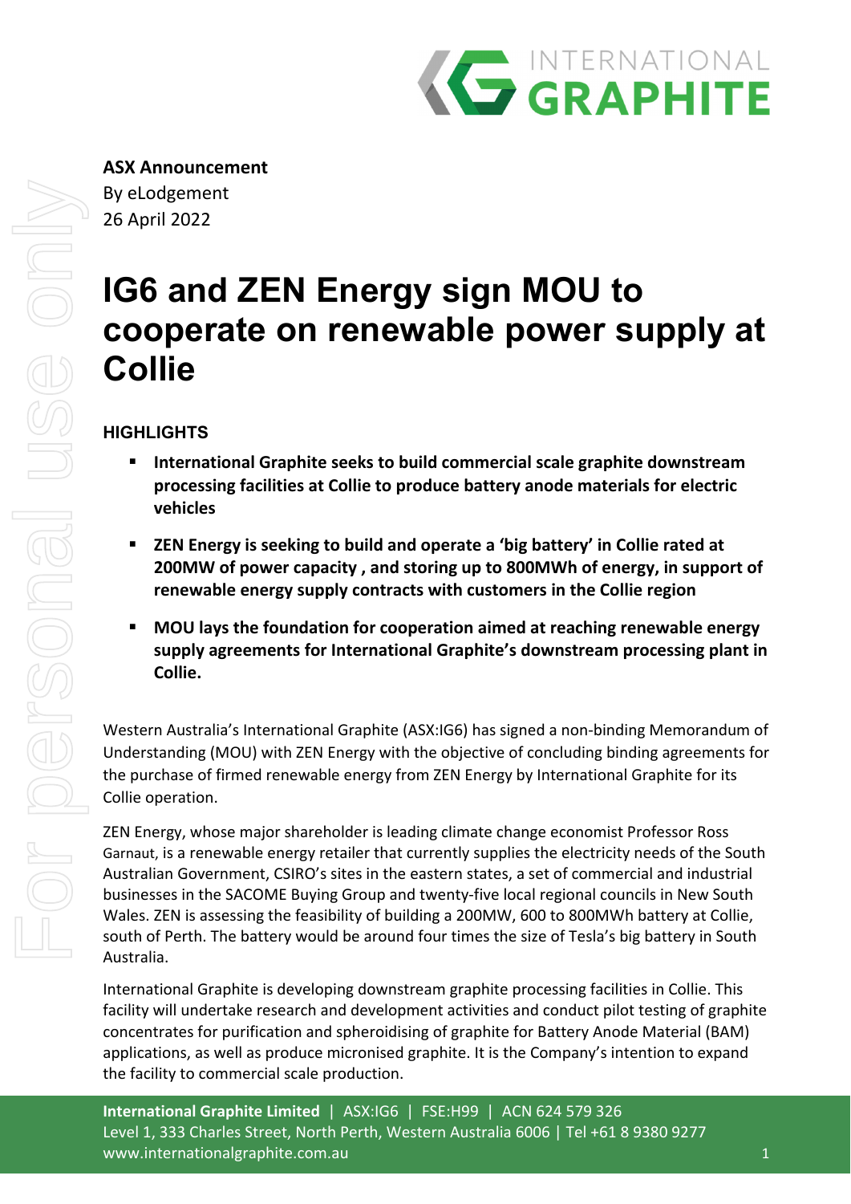**ASX Announcement**
By eLodgement
26 April 2022

# IG6 and ZEN Energy sign MOU to cooperate on renewable power supply at Collie

## HIGHLIGHTS

- **International Graphite seeks to build commercial scale graphite downstream processing facilities at Collie to produce battery anode materials for electric vehicles**
- **ZEN Energy is seeking to build and operate a 'big battery' in Collie rated at 200MW of power capacity , and storing up to 800MWh of energy, in support of renewable energy supply contracts with customers in the Collie region**
- **MOU lays the foundation for cooperation aimed at reaching renewable energy supply agreements for International Graphite's downstream processing plant in Collie.**

Western Australia's International Graphite (ASX:IG6) has signed a non-binding Memorandum of Understanding (MOU) with ZEN Energy with the objective of concluding binding agreements for the purchase of firmed renewable energy from ZEN Energy by International Graphite for its Collie operation.

ZEN Energy, whose major shareholder is leading climate change economist Professor Ross Garnaut, is a renewable energy retailer that currently supplies the electricity needs of the South Australian Government, CSIRO's sites in the eastern states, a set of commercial and industrial businesses in the SACOME Buying Group and twenty-five local regional councils in New South Wales. ZEN is assessing the feasibility of building a 200MW, 600 to 800MWh battery at Collie, south of Perth. The battery would be around four times the size of Tesla's big battery in South Australia.

International Graphite is developing downstream graphite processing facilities in Collie. This facility will undertake research and development activities and conduct pilot testing of graphite concentrates for purification and spheroidising of graphite for Battery Anode Material (BAM) applications, as well as produce micronised graphite. It is the Company's intention to expand the facility to commercial scale production.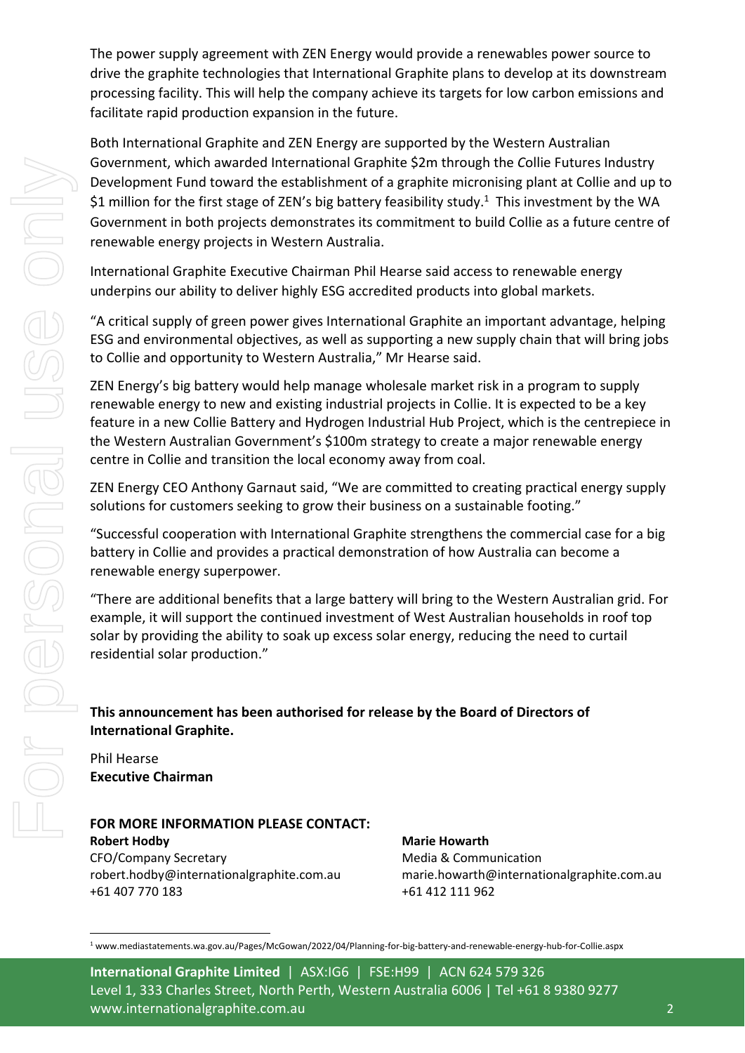The power supply agreement with ZEN Energy would provide a renewables power source to drive the graphite technologies that International Graphite plans to develop at its downstream processing facility. This will help the company achieve its targets for low carbon emissions and facilitate rapid production expansion in the future.

Both International Graphite and ZEN Energy are supported by the Western Australian Government, which awarded International Graphite $2m through the *C*ollie Futures Industry Development Fund toward the establishment of a graphite micronising plant at Collie and up to $1 million for the first stage of ZEN's big battery feasibility study.[1] This investment by the WA Government in both projects demonstrates its commitment to build Collie as a future centre of renewable energy projects in Western Australia.

International Graphite Executive Chairman Phil Hearse said access to renewable energy underpins our ability to deliver highly ESG accredited products into global markets.

"A critical supply of green power gives International Graphite an important advantage, helping ESG and environmental objectives, as well as supporting a new supply chain that will bring jobs to Collie and opportunity to Western Australia," Mr Hearse said.

ZEN Energy's big battery would help manage wholesale market risk in a program to supply renewable energy to new and existing industrial projects in Collie. It is expected to be a key feature in a new Collie Battery and Hydrogen Industrial Hub Project, which is the centrepiece in the Western Australian Government's $100m strategy to create a major renewable energy centre in Collie and transition the local economy away from coal.

ZEN Energy CEO Anthony Garnaut said, "We are committed to creating practical energy supply solutions for customers seeking to grow their business on a sustainable footing."

"Successful cooperation with International Graphite strengthens the commercial case for a big battery in Collie and provides a practical demonstration of how Australia can become a renewable energy superpower.

"There are additional benefits that a large battery will bring to the Western Australian grid. For example, it will support the continued investment of West Australian households in roof top solar by providing the ability to soak up excess solar energy, reducing the need to curtail residential solar production."

**This announcement has been authorised for release by the Board of Directors of International Graphite.**

Phil Hearse
**Executive Chairman**

**FOR MORE INFORMATION PLEASE CONTACT:**

**Robert Hodby**
CFO/Company Secretary
robert.hodby@internationalgraphite.com.au
+61 407 770 183

**Marie Howarth**
Media & Communication
marie.howarth@internationalgraphite.com.au
+61 412 111 962

[1] www.mediastatements.wa.gov.au/Pages/McGowan/2022/04/Planning-for-big-battery-and-renewable-energy-hub-for-Collie.aspx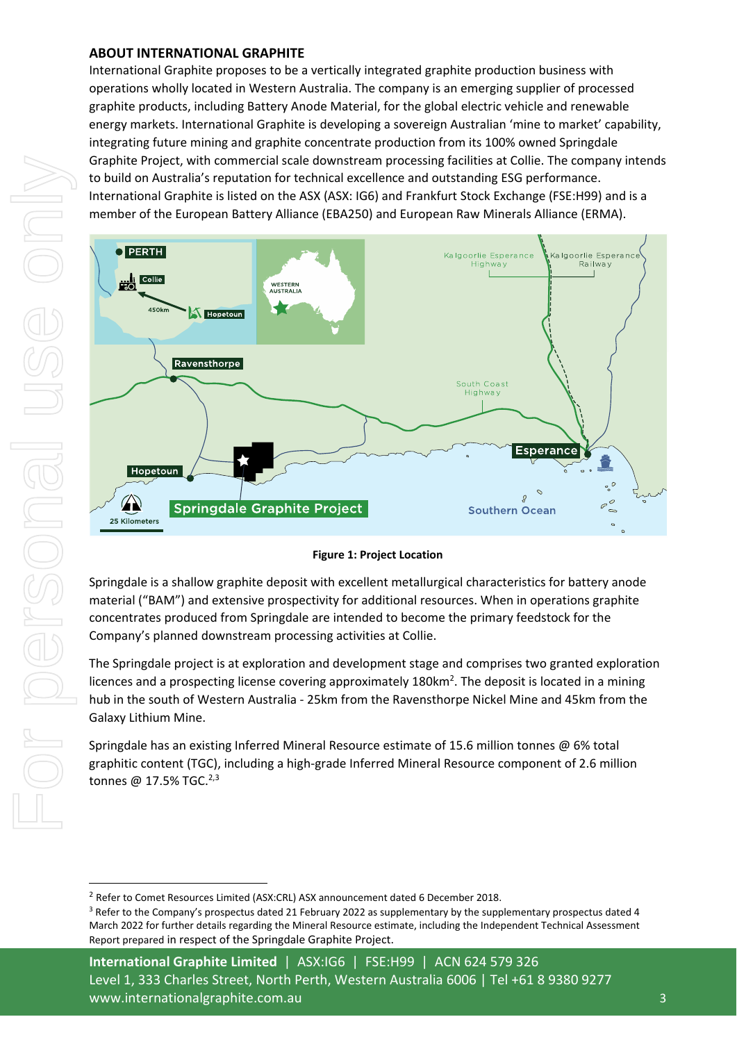## ABOUT INTERNATIONAL GRAPHITE

International Graphite proposes to be a vertically integrated graphite production business with operations wholly located in Western Australia. The company is an emerging supplier of processed graphite products, including Battery Anode Material, for the global electric vehicle and renewable energy markets. International Graphite is developing a sovereign Australian 'mine to market' capability, integrating future mining and graphite concentrate production from its 100% owned Springdale Graphite Project, with commercial scale downstream processing facilities at Collie. The company intends to build on Australia's reputation for technical excellence and outstanding ESG performance. International Graphite is listed on the ASX (ASX: IG6) and Frankfurt Stock Exchange (FSE:H99) and is a member of the European Battery Alliance (EBA250) and European Raw Minerals Alliance (ERMA).

**Figure 1: Project Location**

Springdale is a shallow graphite deposit with excellent metallurgical characteristics for battery anode material ("BAM") and extensive prospectivity for additional resources. When in operations graphite concentrates produced from Springdale are intended to become the primary feedstock for the Company's planned downstream processing activities at Collie.

The Springdale project is at exploration and development stage and comprises two granted exploration licences and a prospecting license covering approximately 180km$^2$. The deposit is located in a mining hub in the south of Western Australia - 25km from the Ravensthorpe Nickel Mine and 45km from the Galaxy Lithium Mine.

Springdale has an existing Inferred Mineral Resource estimate of 15.6 million tonnes @ 6% total graphitic content (TGC), including a high-grade Inferred Mineral Resource component of 2.6 million tonnes @ 17.5% TGC.[2,3]

---

[2] Refer to Comet Resources Limited (ASX:CRL) ASX announcement dated 6 December 2018.

[3] Refer to the Company's prospectus dated 21 February 2022 as supplementary by the supplementary prospectus dated 4 March 2022 for further details regarding the Mineral Resource estimate, including the Independent Technical Assessment Report prepared in respect of the Springdale Graphite Project.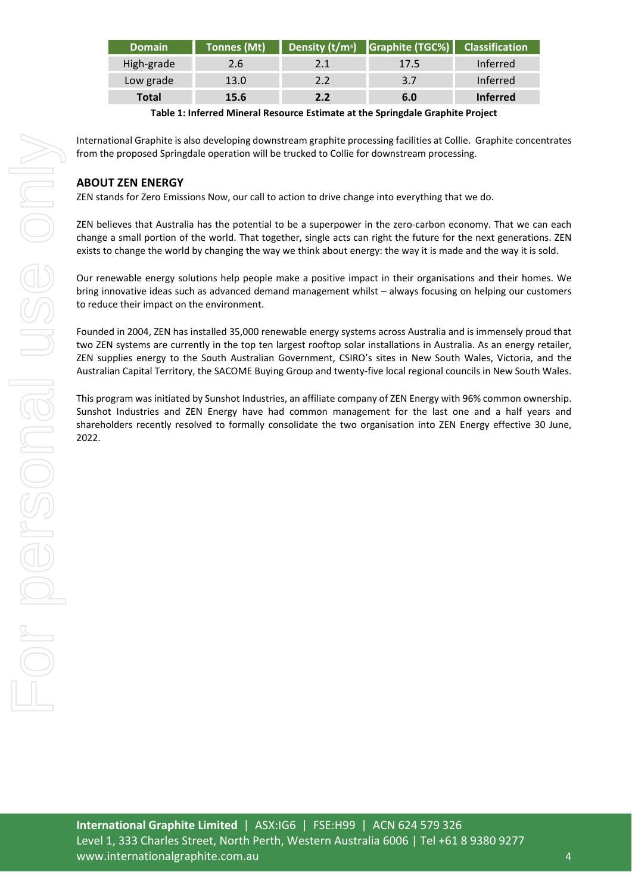| Domain | Tonnes (Mt) | Density (t/m³) | Graphite (TGC%) | Classification |
|---|---|---|---|---|
| High-grade | 2.6 | 2.1 | 17.5 | Inferred |
| Low grade | 13.0 | 2.2 | 3.7 | Inferred |
| **Total** | **15.6** | **2.2** | **6.0** | **Inferred** |

**Table 1: Inferred Mineral Resource Estimate at the Springdale Graphite Project**

International Graphite is also developing downstream graphite processing facilities at Collie. Graphite concentrates from the proposed Springdale operation will be trucked to Collie for downstream processing.

## ABOUT ZEN ENERGY

ZEN stands for Zero Emissions Now, our call to action to drive change into everything that we do.

ZEN believes that Australia has the potential to be a superpower in the zero-carbon economy. That we can each change a small portion of the world. That together, single acts can right the future for the next generations. ZEN exists to change the world by changing the way we think about energy: the way it is made and the way it is sold.

Our renewable energy solutions help people make a positive impact in their organisations and their homes. We bring innovative ideas such as advanced demand management whilst – always focusing on helping our customers to reduce their impact on the environment.

Founded in 2004, ZEN has installed 35,000 renewable energy systems across Australia and is immensely proud that two ZEN systems are currently in the top ten largest rooftop solar installations in Australia. As an energy retailer, ZEN supplies energy to the South Australian Government, CSIRO's sites in New South Wales, Victoria, and the Australian Capital Territory, the SACOME Buying Group and twenty-five local regional councils in New South Wales.

This program was initiated by Sunshot Industries, an affiliate company of ZEN Energy with 96% common ownership. Sunshot Industries and ZEN Energy have had common management for the last one and a half years and shareholders recently resolved to formally consolidate the two organisation into ZEN Energy effective 30 June, 2022.